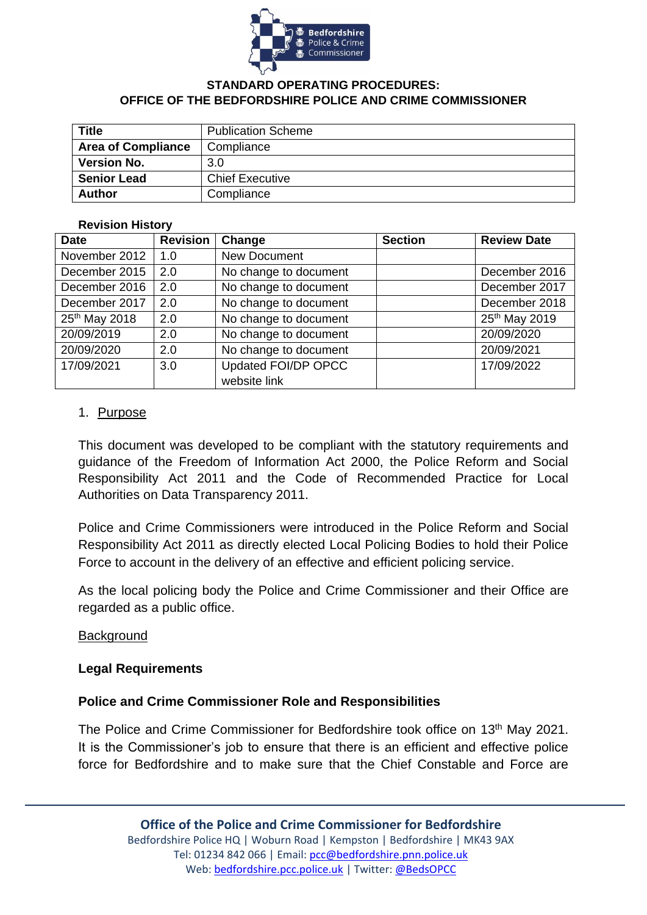**STANDARD OPERATING PROCEDURES:**
**OFFICE OF THE BEDFORDSHIRE POLICE AND CRIME COMMISSIONER**

| **Title** | Publication Scheme |
|---|---|
| **Area of Compliance** | Compliance |
| **Version No.** | 3.0 |
| **Senior Lead** | Chief Executive |
| **Author** | Compliance |

**Revision History**

| Date | Revision | Change | Section | Review Date |
|---|---|---|---|---|
| November 2012 | 1.0 | New Document | | |
| December 2015 | 2.0 | No change to document | | December 2016 |
| December 2016 | 2.0 | No change to document | | December 2017 |
| December 2017 | 2.0 | No change to document | | December 2018 |
| 25th May 2018 | 2.0 | No change to document | | 25th May 2019 |
| 20/09/2019 | 2.0 | No change to document | | 20/09/2020 |
| 20/09/2020 | 2.0 | No change to document | | 20/09/2021 |
| 17/09/2021 | 3.0 | Updated FOI/DP OPCC website link | | 17/09/2022 |

1. Purpose

This document was developed to be compliant with the statutory requirements and guidance of the Freedom of Information Act 2000, the Police Reform and Social Responsibility Act 2011 and the Code of Recommended Practice for Local Authorities on Data Transparency 2011.

Police and Crime Commissioners were introduced in the Police Reform and Social Responsibility Act 2011 as directly elected Local Policing Bodies to hold their Police Force to account in the delivery of an effective and efficient policing service.

As the local policing body the Police and Crime Commissioner and their Office are regarded as a public office.

Background

**Legal Requirements**

**Police and Crime Commissioner Role and Responsibilities**

The Police and Crime Commissioner for Bedfordshire took office on 13th May 2021. It is the Commissioner's job to ensure that there is an efficient and effective police force for Bedfordshire and to make sure that the Chief Constable and Force are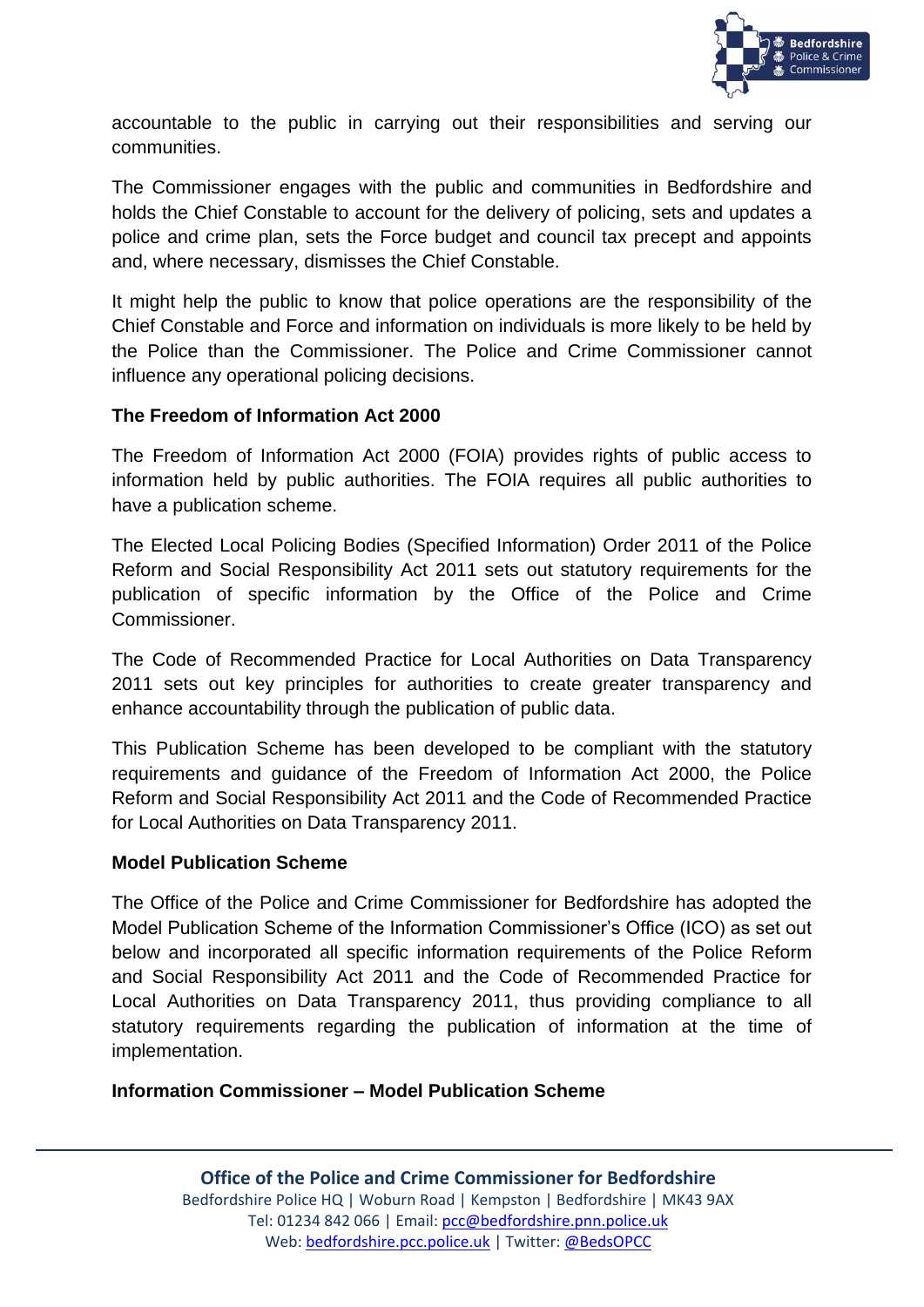accountable to the public in carrying out their responsibilities and serving our communities.

The Commissioner engages with the public and communities in Bedfordshire and holds the Chief Constable to account for the delivery of policing, sets and updates a police and crime plan, sets the Force budget and council tax precept and appoints and, where necessary, dismisses the Chief Constable.

It might help the public to know that police operations are the responsibility of the Chief Constable and Force and information on individuals is more likely to be held by the Police than the Commissioner. The Police and Crime Commissioner cannot influence any operational policing decisions.

**The Freedom of Information Act 2000**

The Freedom of Information Act 2000 (FOIA) provides rights of public access to information held by public authorities. The FOIA requires all public authorities to have a publication scheme.

The Elected Local Policing Bodies (Specified Information) Order 2011 of the Police Reform and Social Responsibility Act 2011 sets out statutory requirements for the publication of specific information by the Office of the Police and Crime Commissioner.

The Code of Recommended Practice for Local Authorities on Data Transparency 2011 sets out key principles for authorities to create greater transparency and enhance accountability through the publication of public data.

This Publication Scheme has been developed to be compliant with the statutory requirements and guidance of the Freedom of Information Act 2000, the Police Reform and Social Responsibility Act 2011 and the Code of Recommended Practice for Local Authorities on Data Transparency 2011.

**Model Publication Scheme**

The Office of the Police and Crime Commissioner for Bedfordshire has adopted the Model Publication Scheme of the Information Commissioner's Office (ICO) as set out below and incorporated all specific information requirements of the Police Reform and Social Responsibility Act 2011 and the Code of Recommended Practice for Local Authorities on Data Transparency 2011, thus providing compliance to all statutory requirements regarding the publication of information at the time of implementation.

**Information Commissioner – Model Publication Scheme**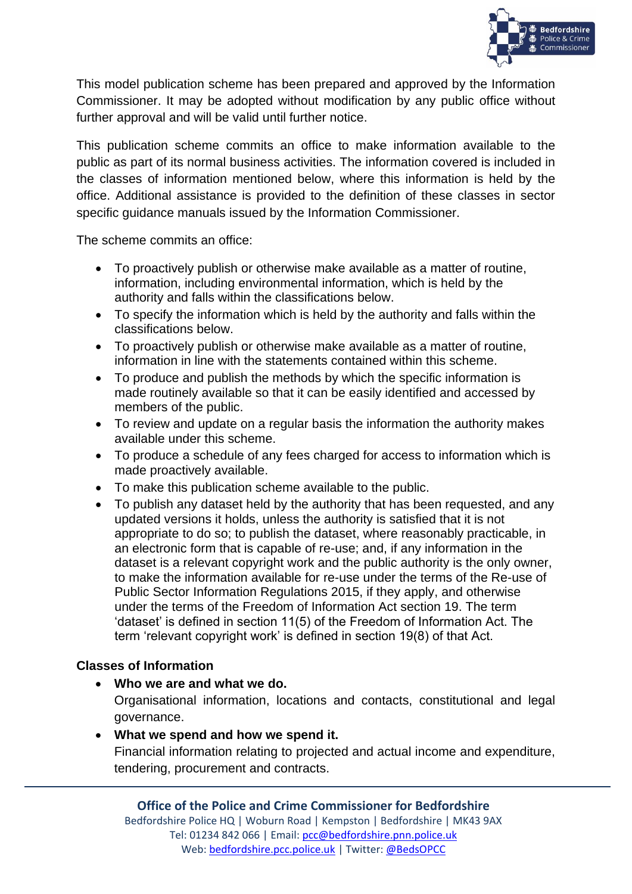This model publication scheme has been prepared and approved by the Information Commissioner. It may be adopted without modification by any public office without further approval and will be valid until further notice.

This publication scheme commits an office to make information available to the public as part of its normal business activities. The information covered is included in the classes of information mentioned below, where this information is held by the office. Additional assistance is provided to the definition of these classes in sector specific guidance manuals issued by the Information Commissioner.

The scheme commits an office:

- To proactively publish or otherwise make available as a matter of routine, information, including environmental information, which is held by the authority and falls within the classifications below.
- To specify the information which is held by the authority and falls within the classifications below.
- To proactively publish or otherwise make available as a matter of routine, information in line with the statements contained within this scheme.
- To produce and publish the methods by which the specific information is made routinely available so that it can be easily identified and accessed by members of the public.
- To review and update on a regular basis the information the authority makes available under this scheme.
- To produce a schedule of any fees charged for access to information which is made proactively available.
- To make this publication scheme available to the public.
- To publish any dataset held by the authority that has been requested, and any updated versions it holds, unless the authority is satisfied that it is not appropriate to do so; to publish the dataset, where reasonably practicable, in an electronic form that is capable of re-use; and, if any information in the dataset is a relevant copyright work and the public authority is the only owner, to make the information available for re-use under the terms of the Re-use of Public Sector Information Regulations 2015, if they apply, and otherwise under the terms of the Freedom of Information Act section 19. The term 'dataset' is defined in section 11(5) of the Freedom of Information Act. The term 'relevant copyright work' is defined in section 19(8) of that Act.

**Classes of Information**

- **Who we are and what we do.**
  Organisational information, locations and contacts, constitutional and legal governance.
- **What we spend and how we spend it.**
  Financial information relating to projected and actual income and expenditure, tendering, procurement and contracts.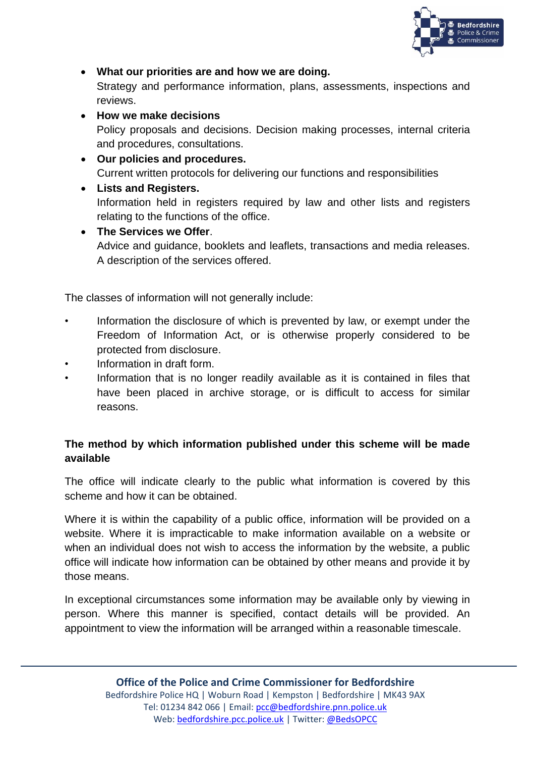- **What our priorities are and how we are doing.**
  Strategy and performance information, plans, assessments, inspections and reviews.
- **How we make decisions**
  Policy proposals and decisions. Decision making processes, internal criteria and procedures, consultations.
- **Our policies and procedures.**
  Current written protocols for delivering our functions and responsibilities
- **Lists and Registers.**
  Information held in registers required by law and other lists and registers relating to the functions of the office.
- **The Services we Offer**.
  Advice and guidance, booklets and leaflets, transactions and media releases. A description of the services offered.

The classes of information will not generally include:

- Information the disclosure of which is prevented by law, or exempt under the Freedom of Information Act, or is otherwise properly considered to be protected from disclosure.
- Information in draft form.
- Information that is no longer readily available as it is contained in files that have been placed in archive storage, or is difficult to access for similar reasons.

**The method by which information published under this scheme will be made available**

The office will indicate clearly to the public what information is covered by this scheme and how it can be obtained.

Where it is within the capability of a public office, information will be provided on a website. Where it is impracticable to make information available on a website or when an individual does not wish to access the information by the website, a public office will indicate how information can be obtained by other means and provide it by those means.

In exceptional circumstances some information may be available only by viewing in person. Where this manner is specified, contact details will be provided. An appointment to view the information will be arranged within a reasonable timescale.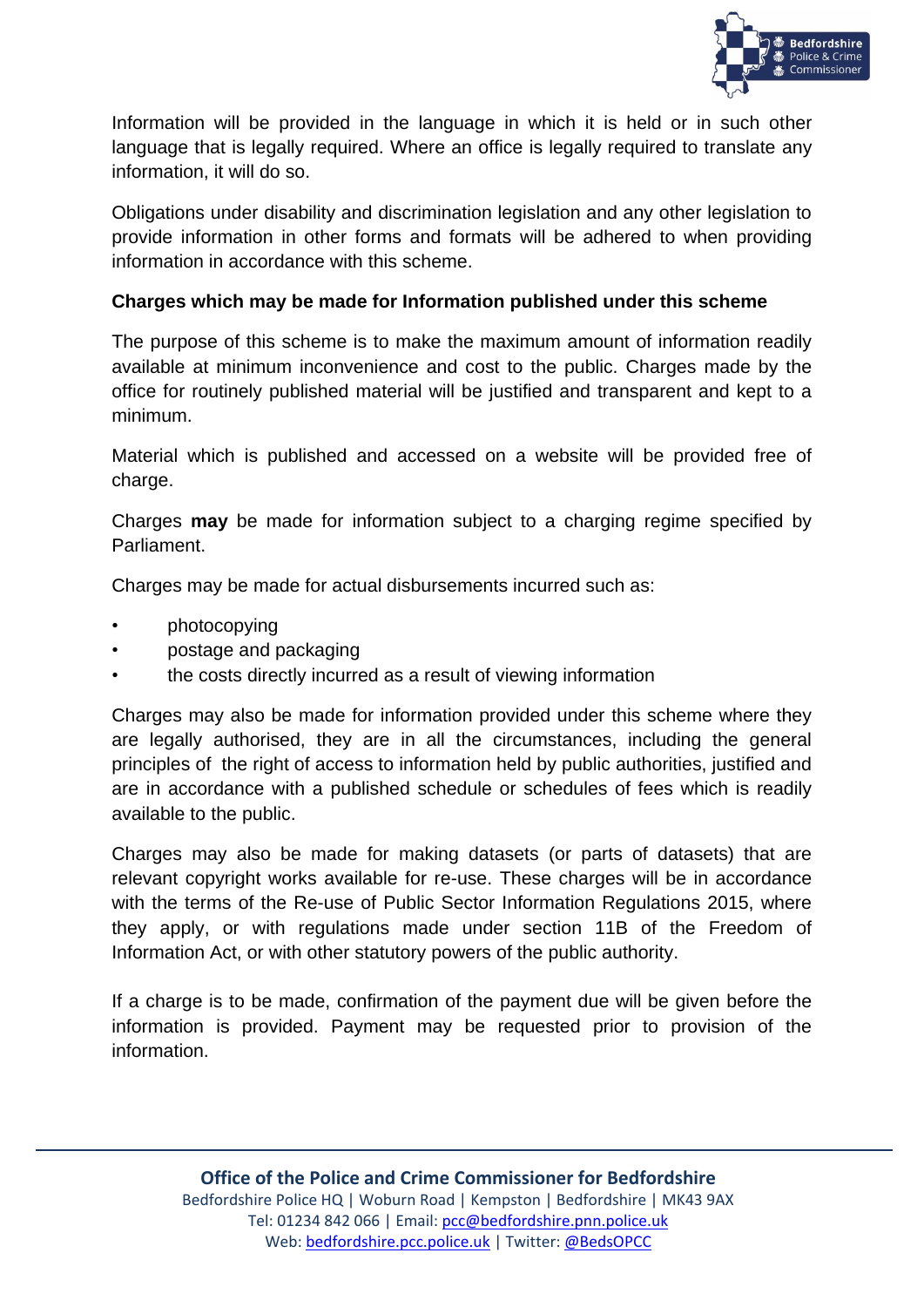Information will be provided in the language in which it is held or in such other language that is legally required. Where an office is legally required to translate any information, it will do so.

Obligations under disability and discrimination legislation and any other legislation to provide information in other forms and formats will be adhered to when providing information in accordance with this scheme.

**Charges which may be made for Information published under this scheme**

The purpose of this scheme is to make the maximum amount of information readily available at minimum inconvenience and cost to the public. Charges made by the office for routinely published material will be justified and transparent and kept to a minimum.

Material which is published and accessed on a website will be provided free of charge.

Charges **may** be made for information subject to a charging regime specified by Parliament.

Charges may be made for actual disbursements incurred such as:

- photocopying
- postage and packaging
- the costs directly incurred as a result of viewing information

Charges may also be made for information provided under this scheme where they are legally authorised, they are in all the circumstances, including the general principles of the right of access to information held by public authorities, justified and are in accordance with a published schedule or schedules of fees which is readily available to the public.

Charges may also be made for making datasets (or parts of datasets) that are relevant copyright works available for re-use. These charges will be in accordance with the terms of the Re-use of Public Sector Information Regulations 2015, where they apply, or with regulations made under section 11B of the Freedom of Information Act, or with other statutory powers of the public authority.

If a charge is to be made, confirmation of the payment due will be given before the information is provided. Payment may be requested prior to provision of the information.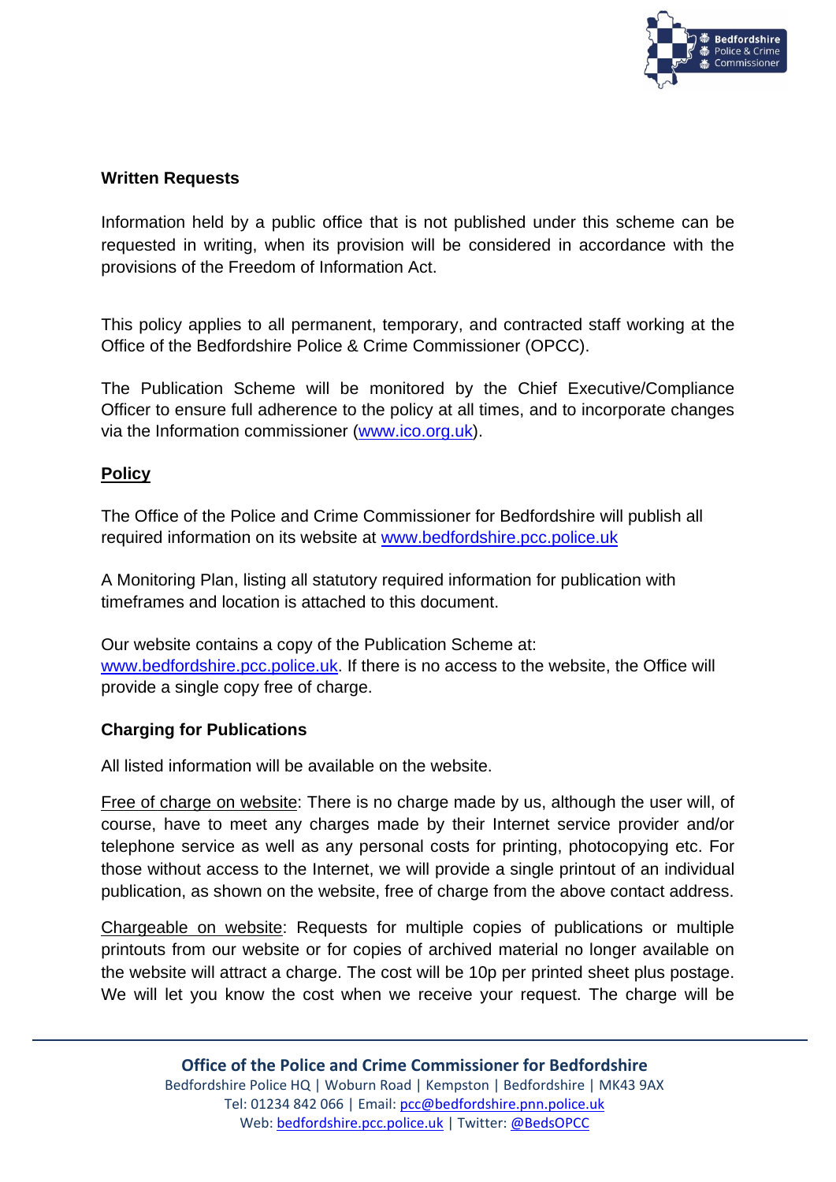**Written Requests**

Information held by a public office that is not published under this scheme can be requested in writing, when its provision will be considered in accordance with the provisions of the Freedom of Information Act.

This policy applies to all permanent, temporary, and contracted staff working at the Office of the Bedfordshire Police & Crime Commissioner (OPCC).

The Publication Scheme will be monitored by the Chief Executive/Compliance Officer to ensure full adherence to the policy at all times, and to incorporate changes via the Information commissioner (www.ico.org.uk).

**<u>Policy</u>**

The Office of the Police and Crime Commissioner for Bedfordshire will publish all required information on its website at www.bedfordshire.pcc.police.uk

A Monitoring Plan, listing all statutory required information for publication with timeframes and location is attached to this document.

Our website contains a copy of the Publication Scheme at: www.bedfordshire.pcc.police.uk. If there is no access to the website, the Office will provide a single copy free of charge.

**Charging for Publications**

All listed information will be available on the website.

<u>Free of charge on website</u>: There is no charge made by us, although the user will, of course, have to meet any charges made by their Internet service provider and/or telephone service as well as any personal costs for printing, photocopying etc. For those without access to the Internet, we will provide a single printout of an individual publication, as shown on the website, free of charge from the above contact address.

<u>Chargeable on website</u>: Requests for multiple copies of publications or multiple printouts from our website or for copies of archived material no longer available on the website will attract a charge. The cost will be 10p per printed sheet plus postage. We will let you know the cost when we receive your request. The charge will be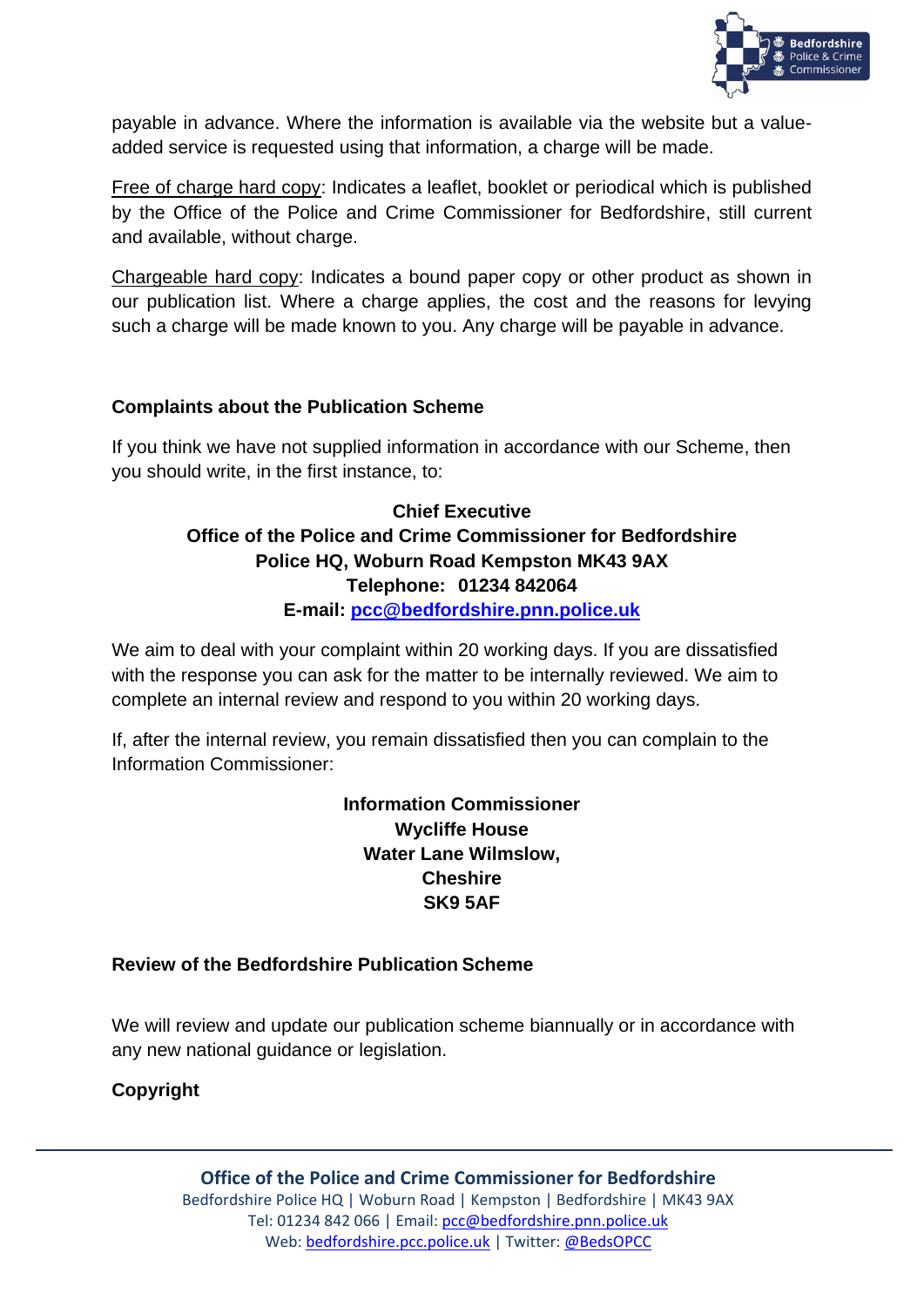payable in advance. Where the information is available via the website but a value-added service is requested using that information, a charge will be made.

Free of charge hard copy: Indicates a leaflet, booklet or periodical which is published by the Office of the Police and Crime Commissioner for Bedfordshire, still current and available, without charge.

Chargeable hard copy: Indicates a bound paper copy or other product as shown in our publication list. Where a charge applies, the cost and the reasons for levying such a charge will be made known to you. Any charge will be payable in advance.

**Complaints about the Publication Scheme**

If you think we have not supplied information in accordance with our Scheme, then you should write, in the first instance, to:

**Chief Executive**
**Office of the Police and Crime Commissioner for Bedfordshire**
**Police HQ, Woburn Road Kempston MK43 9AX**
**Telephone: 01234 842064**
**E-mail: pcc@bedfordshire.pnn.police.uk**

We aim to deal with your complaint within 20 working days. If you are dissatisfied with the response you can ask for the matter to be internally reviewed. We aim to complete an internal review and respond to you within 20 working days.

If, after the internal review, you remain dissatisfied then you can complain to the Information Commissioner:

**Information Commissioner**
**Wycliffe House**
**Water Lane Wilmslow,**
**Cheshire**
**SK9 5AF**

**Review of the Bedfordshire Publication Scheme**

We will review and update our publication scheme biannually or in accordance with any new national guidance or legislation.

**Copyright**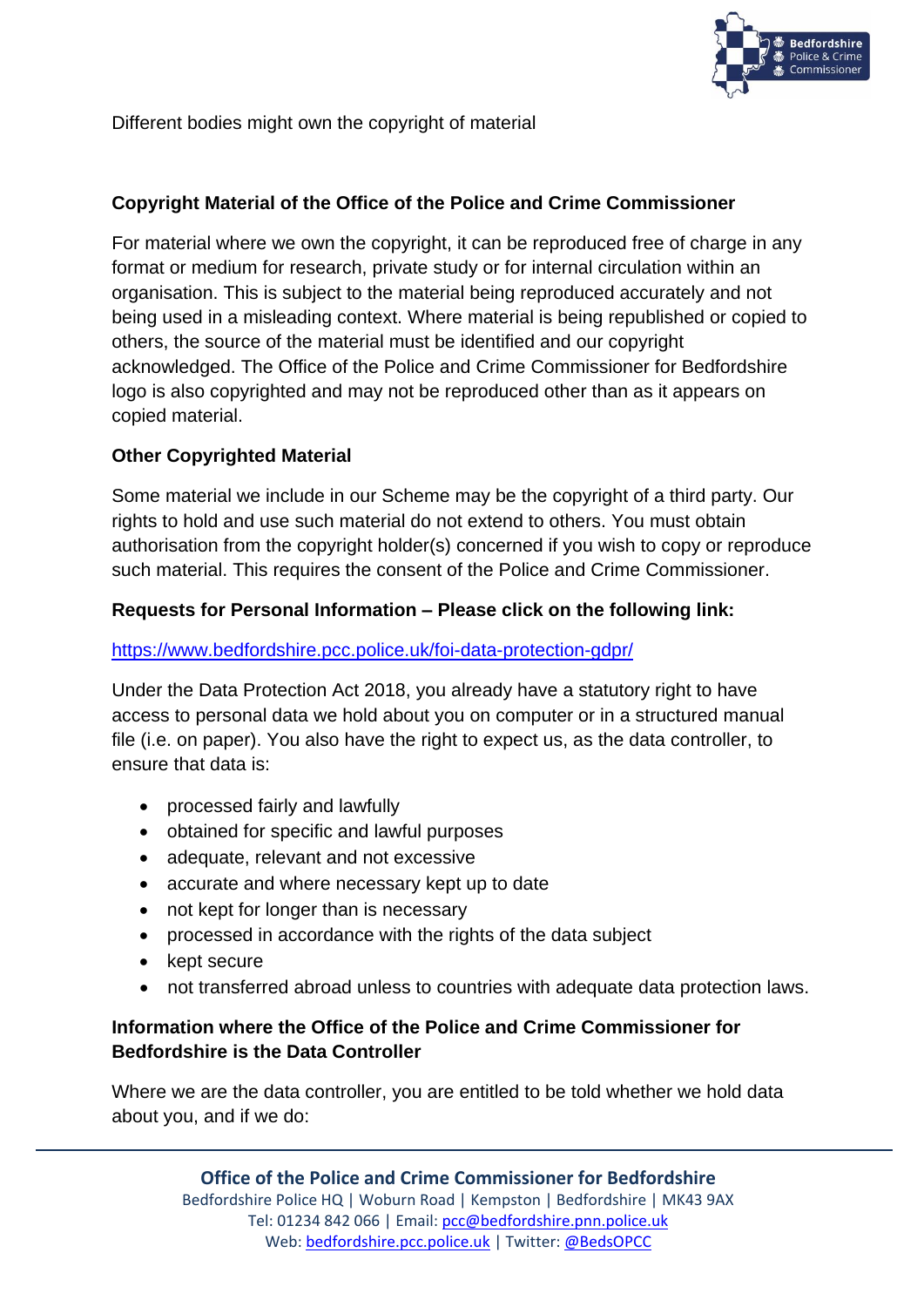Different bodies might own the copyright of material

**Copyright Material of the Office of the Police and Crime Commissioner**

For material where we own the copyright, it can be reproduced free of charge in any format or medium for research, private study or for internal circulation within an organisation. This is subject to the material being reproduced accurately and not being used in a misleading context. Where material is being republished or copied to others, the source of the material must be identified and our copyright acknowledged. The Office of the Police and Crime Commissioner for Bedfordshire logo is also copyrighted and may not be reproduced other than as it appears on copied material.

**Other Copyrighted Material**

Some material we include in our Scheme may be the copyright of a third party. Our rights to hold and use such material do not extend to others. You must obtain authorisation from the copyright holder(s) concerned if you wish to copy or reproduce such material. This requires the consent of the Police and Crime Commissioner.

**Requests for Personal Information – Please click on the following link:**

https://www.bedfordshire.pcc.police.uk/foi-data-protection-gdpr/

Under the Data Protection Act 2018, you already have a statutory right to have access to personal data we hold about you on computer or in a structured manual file (i.e. on paper). You also have the right to expect us, as the data controller, to ensure that data is:

- processed fairly and lawfully
- obtained for specific and lawful purposes
- adequate, relevant and not excessive
- accurate and where necessary kept up to date
- not kept for longer than is necessary
- processed in accordance with the rights of the data subject
- kept secure
- not transferred abroad unless to countries with adequate data protection laws.

**Information where the Office of the Police and Crime Commissioner for Bedfordshire is the Data Controller**

Where we are the data controller, you are entitled to be told whether we hold data about you, and if we do: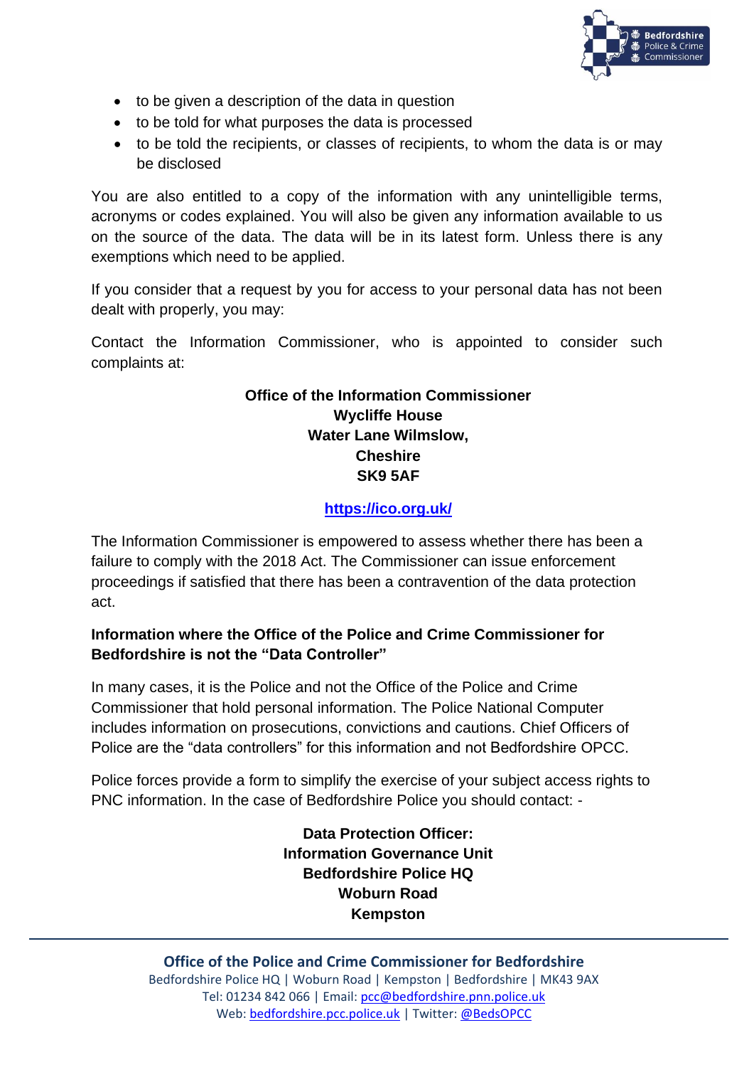- to be given a description of the data in question
- to be told for what purposes the data is processed
- to be told the recipients, or classes of recipients, to whom the data is or may be disclosed

You are also entitled to a copy of the information with any unintelligible terms, acronyms or codes explained. You will also be given any information available to us on the source of the data. The data will be in its latest form. Unless there is any exemptions which need to be applied.

If you consider that a request by you for access to your personal data has not been dealt with properly, you may:

Contact the Information Commissioner, who is appointed to consider such complaints at:

**Office of the Information Commissioner**
**Wycliffe House**
**Water Lane Wilmslow,**
**Cheshire**
**SK9 5AF**

**https://ico.org.uk/**

The Information Commissioner is empowered to assess whether there has been a failure to comply with the 2018 Act. The Commissioner can issue enforcement proceedings if satisfied that there has been a contravention of the data protection act.

**Information where the Office of the Police and Crime Commissioner for Bedfordshire is not the "Data Controller"**

In many cases, it is the Police and not the Office of the Police and Crime Commissioner that hold personal information. The Police National Computer includes information on prosecutions, convictions and cautions. Chief Officers of Police are the "data controllers" for this information and not Bedfordshire OPCC.

Police forces provide a form to simplify the exercise of your subject access rights to PNC information. In the case of Bedfordshire Police you should contact: -

**Data Protection Officer:**
**Information Governance Unit**
**Bedfordshire Police HQ**
**Woburn Road**
**Kempston**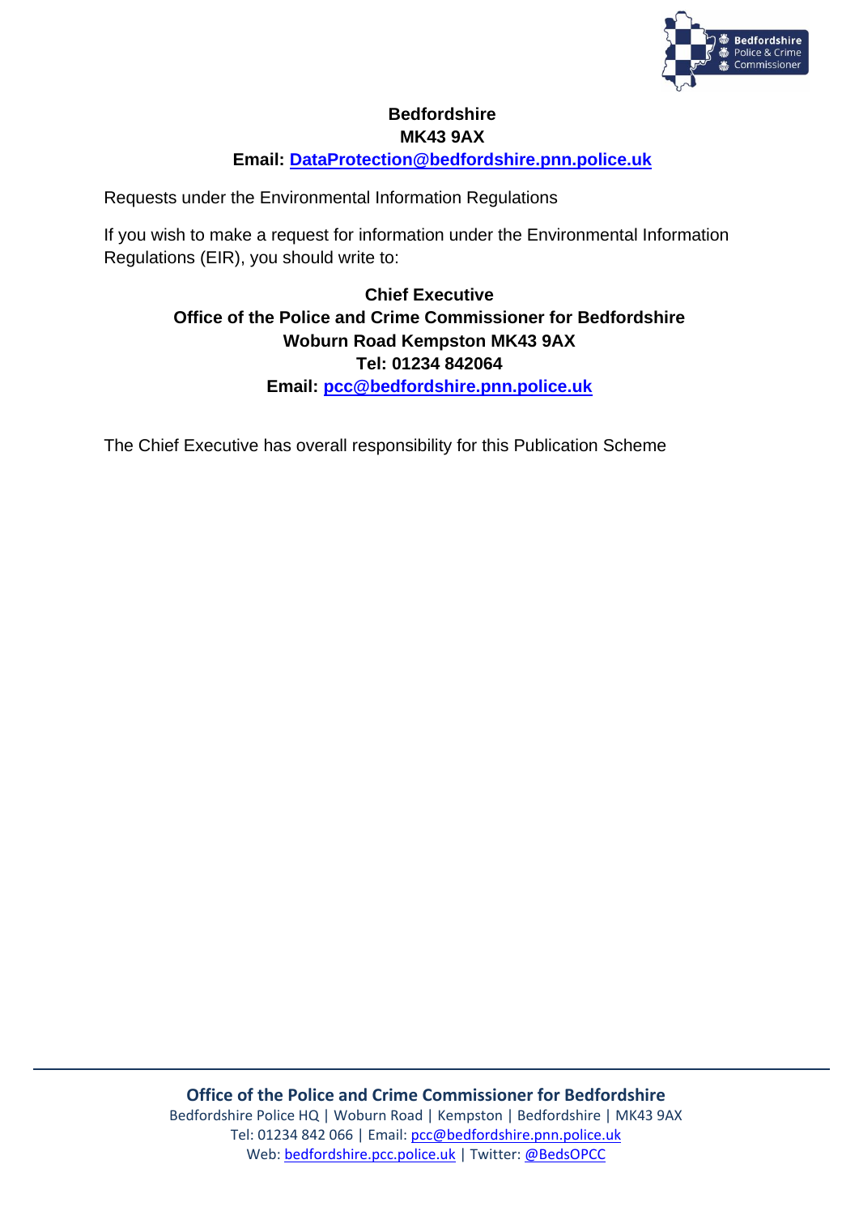**Bedfordshire**
**MK43 9AX**
**Email: DataProtection@bedfordshire.pnn.police.uk**

Requests under the Environmental Information Regulations

If you wish to make a request for information under the Environmental Information Regulations (EIR), you should write to:

**Chief Executive**
**Office of the Police and Crime Commissioner for Bedfordshire**
**Woburn Road Kempston MK43 9AX**
**Tel: 01234 842064**
**Email: pcc@bedfordshire.pnn.police.uk**

The Chief Executive has overall responsibility for this Publication Scheme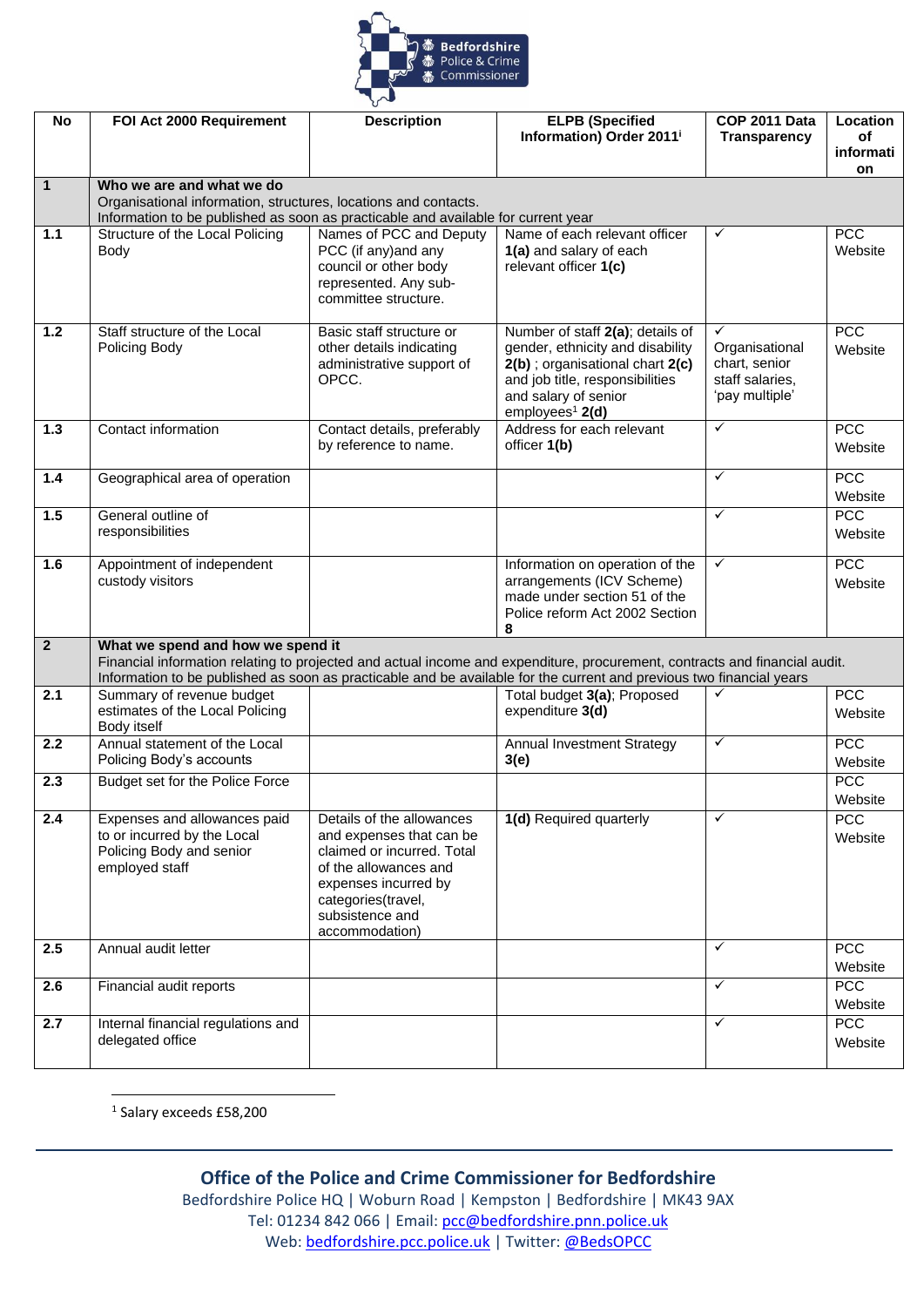| No | FOI Act 2000 Requirement | Description | ELPB (Specified Information) Order 2011[i] | COP 2011 Data Transparency | Location of information |
|---|---|---|---|---|---|
| **1** | **Who we are and what we do**<br>Organisational information, structures, locations and contacts.<br>Information to be published as soon as practicable and available for current year | | | | |
| **1.1** | Structure of the Local Policing Body | Names of PCC and Deputy PCC (if any)and any council or other body represented. Any sub-committee structure. | Name of each relevant officer **1(a)** and salary of each relevant officer **1(c)** | ✓ | PCC Website |
| **1.2** | Staff structure of the Local Policing Body | Basic staff structure or other details indicating administrative support of OPCC. | Number of staff **2(a)**; details of gender, ethnicity and disability **2(b)** ; organisational chart **2(c)** and job title, responsibilities and salary of senior employees[1] **2(d)** | ✓<br>Organisational chart, senior staff salaries, 'pay multiple' | PCC Website |
| **1.3** | Contact information | Contact details, preferably by reference to name. | Address for each relevant officer **1(b)** | ✓ | PCC Website |
| **1.4** | Geographical area of operation | | | ✓ | PCC Website |
| **1.5** | General outline of responsibilities | | | ✓ | PCC Website |
| **1.6** | Appointment of independent custody visitors | | Information on operation of the arrangements (ICV Scheme) made under section 51 of the Police reform Act 2002 Section **8** | ✓ | PCC Website |
| **2** | **What we spend and how we spend it**<br>Financial information relating to projected and actual income and expenditure, procurement, contracts and financial audit.<br>Information to be published as soon as practicable and be available for the current and previous two financial years | | | | |
| **2.1** | Summary of revenue budget estimates of the Local Policing Body itself | | Total budget **3(a)**; Proposed expenditure **3(d)** | ✓ | PCC Website |
| **2.2** | Annual statement of the Local Policing Body's accounts | | Annual Investment Strategy **3(e)** | ✓ | PCC Website |
| **2.3** | Budget set for the Police Force | | | | PCC Website |
| **2.4** | Expenses and allowances paid to or incurred by the Local Policing Body and senior employed staff | Details of the allowances and expenses that can be claimed or incurred. Total of the allowances and expenses incurred by categories(travel, subsistence and accommodation) | **1(d)** Required quarterly | ✓ | PCC Website |
| **2.5** | Annual audit letter | | | ✓ | PCC Website |
| **2.6** | Financial audit reports | | | ✓ | PCC Website |
| **2.7** | Internal financial regulations and delegated office | | | ✓ | PCC Website |

[1] Salary exceeds £58,200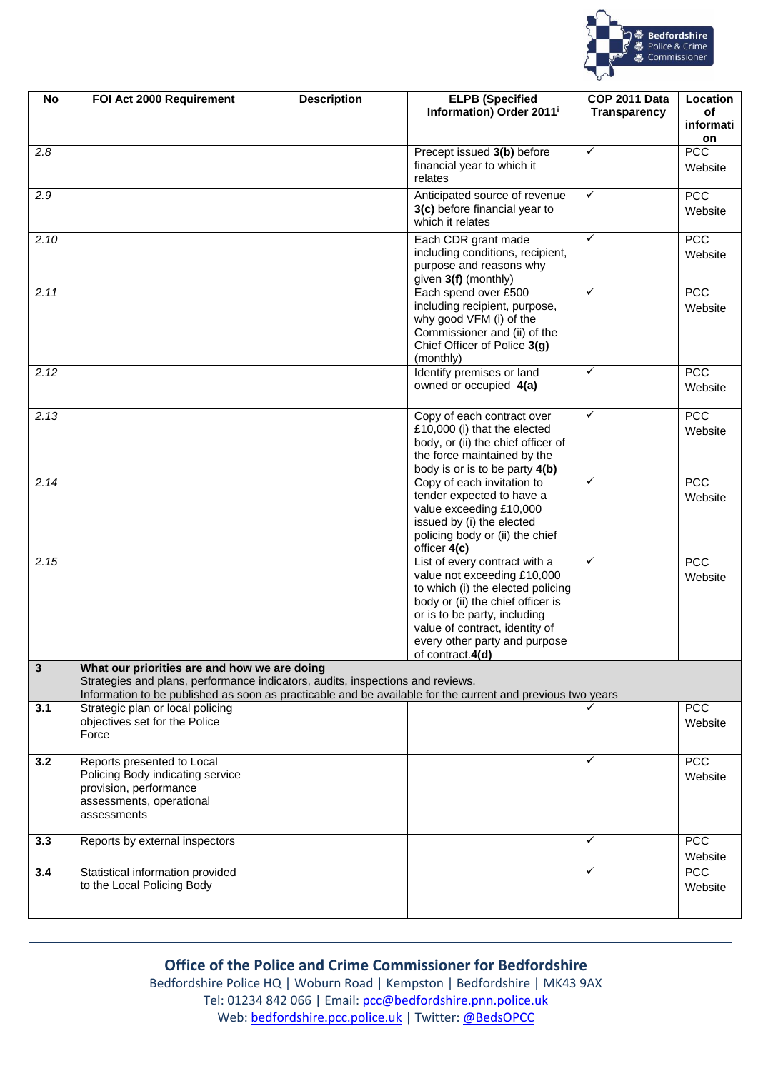| No | FOI Act 2000 Requirement | Description | ELPB (Specified Information) Order 2011[i] | COP 2011 Data Transparency | Location of information |
|---|---|---|---|---|---|
| *2.8* | | | Precept issued **3(b)** before financial year to which it relates | ✓ | PCC Website |
| *2.9* | | | Anticipated source of revenue **3(c)** before financial year to which it relates | ✓ | PCC Website |
| *2.10* | | | Each CDR grant made including conditions, recipient, purpose and reasons why given **3(f)** (monthly) | ✓ | PCC Website |
| *2.11* | | | Each spend over £500 including recipient, purpose, why good VFM (i) of the Commissioner and (ii) of the Chief Officer of Police **3(g)** (monthly) | ✓ | PCC Website |
| *2.12* | | | Identify premises or land owned or occupied **4(a)** | ✓ | PCC Website |
| *2.13* | | | Copy of each contract over £10,000 (i) that the elected body, or (ii) the chief officer of the force maintained by the body is or is to be party **4(b)** | ✓ | PCC Website |
| *2.14* | | | Copy of each invitation to tender expected to have a value exceeding £10,000 issued by (i) the elected policing body or (ii) the chief officer **4(c)** | ✓ | PCC Website |
| *2.15* | | | List of every contract with a value not exceeding £10,000 to which (i) the elected policing body or (ii) the chief officer is or is to be party, including value of contract, identity of every other party and purpose of contract.**4(d)** | ✓ | PCC Website |
| **3** | **What our priorities are and how we are doing**<br>Strategies and plans, performance indicators, audits, inspections and reviews.<br>Information to be published as soon as practicable and be available for the current and previous two years | | | | |
| **3.1** | Strategic plan or local policing objectives set for the Police Force | | | ✓ | PCC Website |
| **3.2** | Reports presented to Local Policing Body indicating service provision, performance assessments, operational assessments | | | ✓ | PCC Website |
| **3.3** | Reports by external inspectors | | | ✓ | PCC Website |
| **3.4** | Statistical information provided to the Local Policing Body | | | ✓ | PCC Website |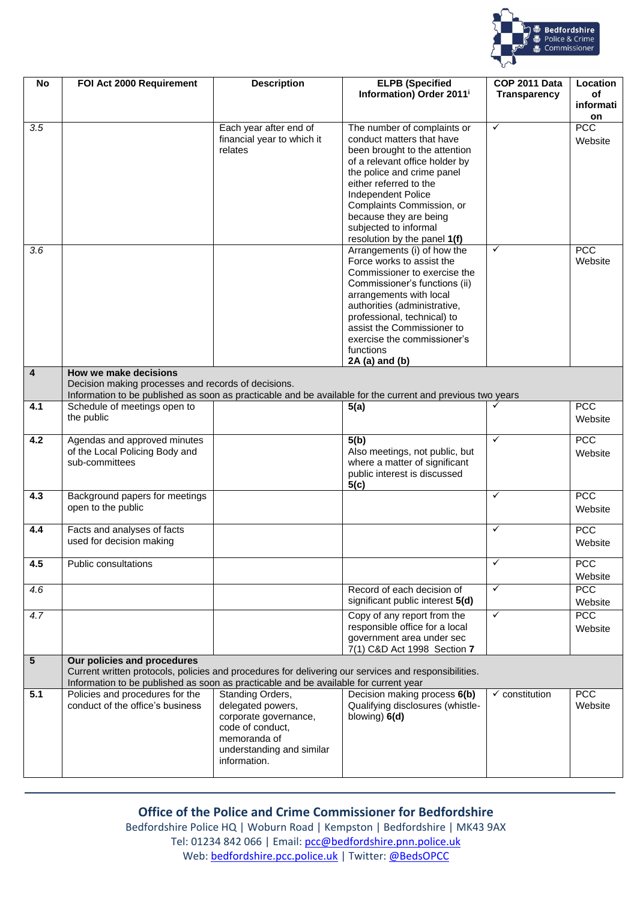| No | FOI Act 2000 Requirement | Description | ELPB (Specified Information) Order 2011[i] | COP 2011 Data Transparency | Location of information |
|---|---|---|---|---|---|
| *3.5* | | Each year after end of financial year to which it relates | The number of complaints or conduct matters that have been brought to the attention of a relevant office holder by the police and crime panel either referred to the Independent Police Complaints Commission, or because they are being subjected to informal resolution by the panel **1(f)** | ✓ | PCC Website |
| *3.6* | | | Arrangements (i) of how the Force works to assist the Commissioner to exercise the Commissioner's functions (ii) arrangements with local authorities (administrative, professional, technical) to assist the Commissioner to exercise the commissioner's functions **2A (a) and (b)** | ✓ | PCC Website |
| **4** | **How we make decisions** Decision making processes and records of decisions. Information to be published as soon as practicable and be available for the current and previous two years | | | | |
| **4.1** | Schedule of meetings open to the public | | **5(a)** | ✓ | PCC Website |
| **4.2** | Agendas and approved minutes of the Local Policing Body and sub-committees | | **5(b)** Also meetings, not public, but where a matter of significant public interest is discussed **5(c)** | ✓ | PCC Website |
| **4.3** | Background papers for meetings open to the public | | | ✓ | PCC Website |
| **4.4** | Facts and analyses of facts used for decision making | | | ✓ | PCC Website |
| **4.5** | Public consultations | | | ✓ | PCC Website |
| *4.6* | | | Record of each decision of significant public interest **5(d)** | ✓ | PCC Website |
| *4.7* | | | Copy of any report from the responsible office for a local government area under sec 7(1) C&D Act 1998 Section **7** | ✓ | PCC Website |
| **5** | **Our policies and procedures** Current written protocols, policies and procedures for delivering our services and responsibilities. Information to be published as soon as practicable and be available for current year | | | | |
| **5.1** | Policies and procedures for the conduct of the office's business | Standing Orders, delegated powers, corporate governance, code of conduct, memoranda of understanding and similar information. | Decision making process **6(b)** Qualifying disclosures (whistle-blowing) **6(d)** | ✓ constitution | PCC Website |

**Office of the Police and Crime Commissioner for Bedfordshire**
Bedfordshire Police HQ | Woburn Road | Kempston | Bedfordshire | MK43 9AX
Tel: 01234 842 066 | Email: pcc@bedfordshire.pnn.police.uk
Web: bedfordshire.pcc.police.uk | Twitter: @BedsOPCC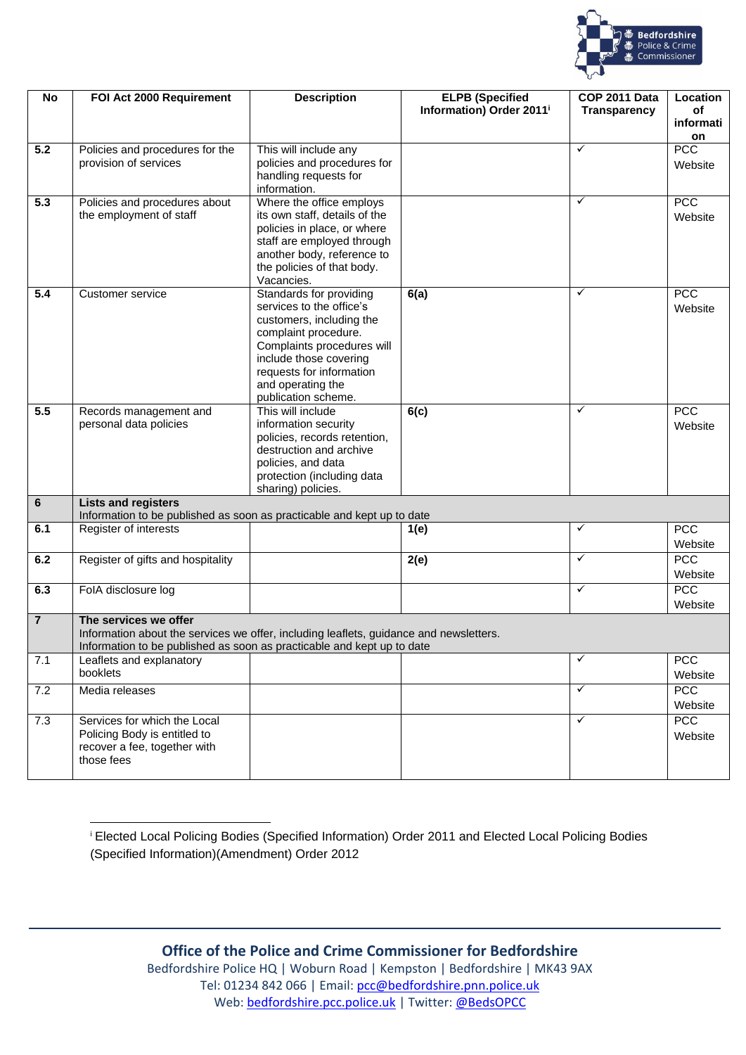| No | FOI Act 2000 Requirement | Description | ELPB (Specified Information) Order 2011[i] | COP 2011 Data Transparency | Location of information |
|---|---|---|---|---|---|
| **5.2** | Policies and procedures for the provision of services | This will include any policies and procedures for handling requests for information. | | ✓ | PCC Website |
| **5.3** | Policies and procedures about the employment of staff | Where the office employs its own staff, details of the policies in place, or where staff are employed through another body, reference to the policies of that body. Vacancies. | | ✓ | PCC Website |
| **5.4** | Customer service | Standards for providing services to the office's customers, including the complaint procedure. Complaints procedures will include those covering requests for information and operating the publication scheme. | **6(a)** | ✓ | PCC Website |
| **5.5** | Records management and personal data policies | This will include information security policies, records retention, destruction and archive policies, and data protection (including data sharing) policies. | **6(c)** | ✓ | PCC Website |
| **6** | **Lists and registers** Information to be published as soon as practicable and kept up to date | | | | |
| **6.1** | Register of interests | | **1(e)** | ✓ | PCC Website |
| **6.2** | Register of gifts and hospitality | | **2(e)** | ✓ | PCC Website |
| **6.3** | FoIA disclosure log | | | ✓ | PCC Website |
| **7** | **The services we offer** Information about the services we offer, including leaflets, guidance and newsletters. Information to be published as soon as practicable and kept up to date | | | | |
| 7.1 | Leaflets and explanatory booklets | | | ✓ | PCC Website |
| 7.2 | Media releases | | | ✓ | PCC Website |
| 7.3 | Services for which the Local Policing Body is entitled to recover a fee, together with those fees | | | ✓ | PCC Website |

[i] Elected Local Policing Bodies (Specified Information) Order 2011 and Elected Local Policing Bodies (Specified Information)(Amendment) Order 2012

**Office of the Police and Crime Commissioner for Bedfordshire**
Bedfordshire Police HQ | Woburn Road | Kempston | Bedfordshire | MK43 9AX
Tel: 01234 842 066 | Email: pcc@bedfordshire.pnn.police.uk
Web: bedfordshire.pcc.police.uk | Twitter: @BedsOPCC